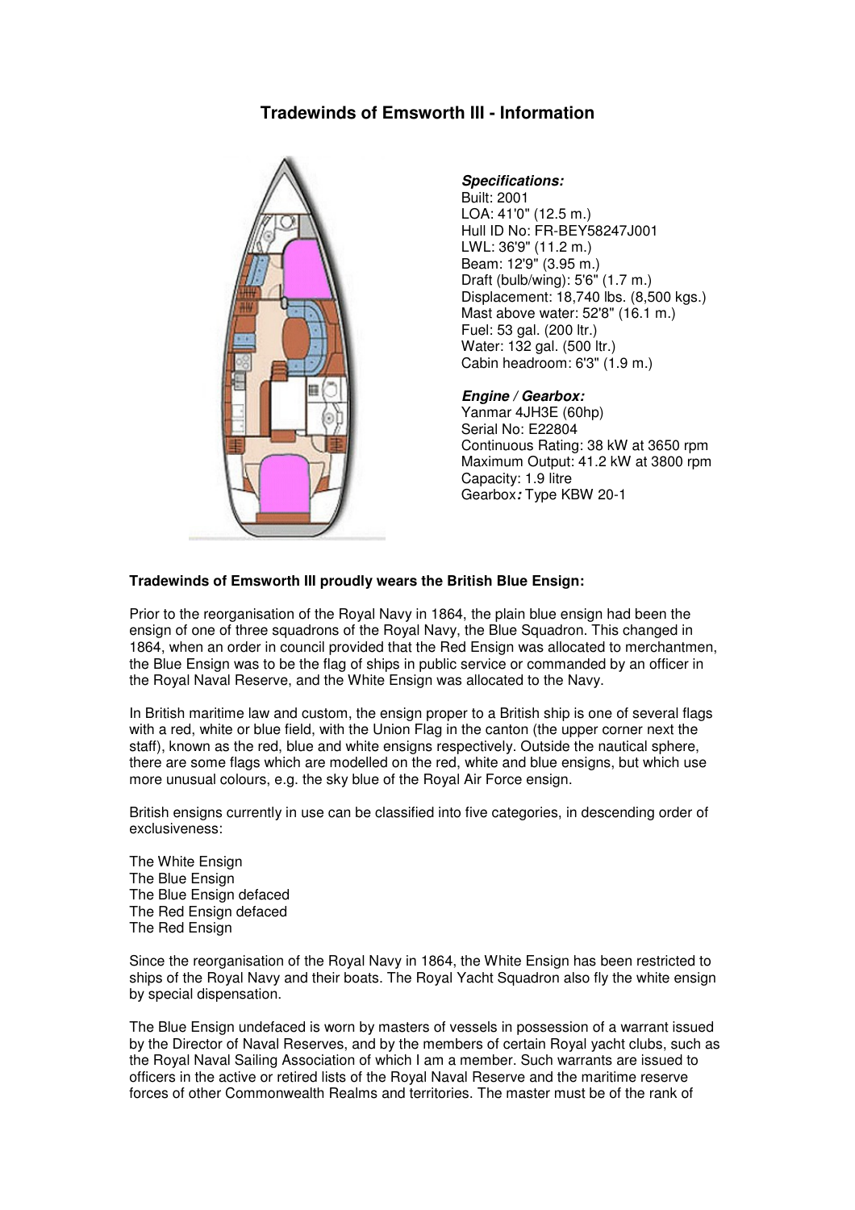# Tradewinds of Emsworth III - Information

***Specifications:***
Built: 2001
LOA: 41'0" (12.5 m.)
Hull ID No: FR-BEY58247J001
LWL: 36'9" (11.2 m.)
Beam: 12'9" (3.95 m.)
Draft (bulb/wing): 5'6" (1.7 m.)
Displacement: 18,740 lbs. (8,500 kgs.)
Mast above water: 52'8" (16.1 m.)
Fuel: 53 gal. (200 ltr.)
Water: 132 gal. (500 ltr.)
Cabin headroom: 6'3" (1.9 m.)

***Engine / Gearbox:***
Yanmar 4JH3E (60hp)
Serial No: E22804
Continuous Rating: 38 kW at 3650 rpm
Maximum Output: 41.2 kW at 3800 rpm
Capacity: 1.9 litre
Gearbox***:*** Type KBW 20-1

**Tradewinds of Emsworth III proudly wears the British Blue Ensign:**

Prior to the reorganisation of the Royal Navy in 1864, the plain blue ensign had been the ensign of one of three squadrons of the Royal Navy, the Blue Squadron. This changed in 1864, when an order in council provided that the Red Ensign was allocated to merchantmen, the Blue Ensign was to be the flag of ships in public service or commanded by an officer in the Royal Naval Reserve, and the White Ensign was allocated to the Navy.

In British maritime law and custom, the ensign proper to a British ship is one of several flags with a red, white or blue field, with the Union Flag in the canton (the upper corner next the staff), known as the red, blue and white ensigns respectively. Outside the nautical sphere, there are some flags which are modelled on the red, white and blue ensigns, but which use more unusual colours, e.g. the sky blue of the Royal Air Force ensign.

British ensigns currently in use can be classified into five categories, in descending order of exclusiveness:

The White Ensign
The Blue Ensign
The Blue Ensign defaced
The Red Ensign defaced
The Red Ensign

Since the reorganisation of the Royal Navy in 1864, the White Ensign has been restricted to ships of the Royal Navy and their boats. The Royal Yacht Squadron also fly the white ensign by special dispensation.

The Blue Ensign undefaced is worn by masters of vessels in possession of a warrant issued by the Director of Naval Reserves, and by the members of certain Royal yacht clubs, such as the Royal Naval Sailing Association of which I am a member. Such warrants are issued to officers in the active or retired lists of the Royal Naval Reserve and the maritime reserve forces of other Commonwealth Realms and territories. The master must be of the rank of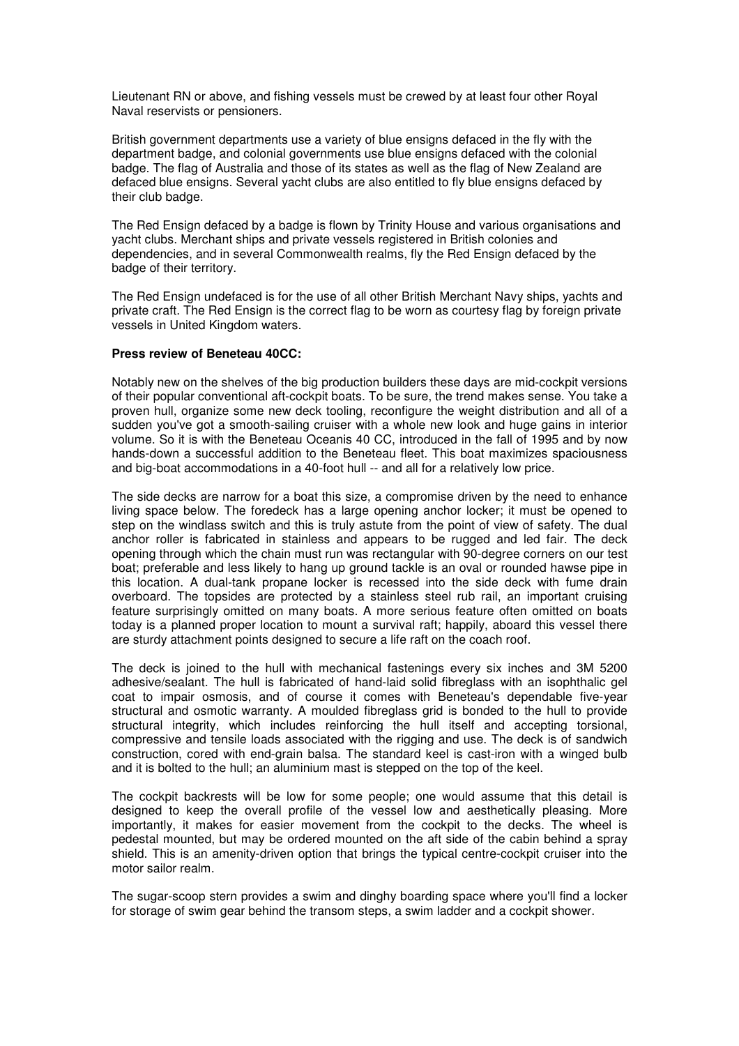Lieutenant RN or above, and fishing vessels must be crewed by at least four other Royal Naval reservists or pensioners.

British government departments use a variety of blue ensigns defaced in the fly with the department badge, and colonial governments use blue ensigns defaced with the colonial badge. The flag of Australia and those of its states as well as the flag of New Zealand are defaced blue ensigns. Several yacht clubs are also entitled to fly blue ensigns defaced by their club badge.

The Red Ensign defaced by a badge is flown by Trinity House and various organisations and yacht clubs. Merchant ships and private vessels registered in British colonies and dependencies, and in several Commonwealth realms, fly the Red Ensign defaced by the badge of their territory.

The Red Ensign undefaced is for the use of all other British Merchant Navy ships, yachts and private craft. The Red Ensign is the correct flag to be worn as courtesy flag by foreign private vessels in United Kingdom waters.

**Press review of Beneteau 40CC:**

Notably new on the shelves of the big production builders these days are mid-cockpit versions of their popular conventional aft-cockpit boats. To be sure, the trend makes sense. You take a proven hull, organize some new deck tooling, reconfigure the weight distribution and all of a sudden you've got a smooth-sailing cruiser with a whole new look and huge gains in interior volume. So it is with the Beneteau Oceanis 40 CC, introduced in the fall of 1995 and by now hands-down a successful addition to the Beneteau fleet. This boat maximizes spaciousness and big-boat accommodations in a 40-foot hull -- and all for a relatively low price.

The side decks are narrow for a boat this size, a compromise driven by the need to enhance living space below. The foredeck has a large opening anchor locker; it must be opened to step on the windlass switch and this is truly astute from the point of view of safety. The dual anchor roller is fabricated in stainless and appears to be rugged and led fair. The deck opening through which the chain must run was rectangular with 90-degree corners on our test boat; preferable and less likely to hang up ground tackle is an oval or rounded hawse pipe in this location. A dual-tank propane locker is recessed into the side deck with fume drain overboard. The topsides are protected by a stainless steel rub rail, an important cruising feature surprisingly omitted on many boats. A more serious feature often omitted on boats today is a planned proper location to mount a survival raft; happily, aboard this vessel there are sturdy attachment points designed to secure a life raft on the coach roof.

The deck is joined to the hull with mechanical fastenings every six inches and 3M 5200 adhesive/sealant. The hull is fabricated of hand-laid solid fibreglass with an isophthalic gel coat to impair osmosis, and of course it comes with Beneteau's dependable five-year structural and osmotic warranty. A moulded fibreglass grid is bonded to the hull to provide structural integrity, which includes reinforcing the hull itself and accepting torsional, compressive and tensile loads associated with the rigging and use. The deck is of sandwich construction, cored with end-grain balsa. The standard keel is cast-iron with a winged bulb and it is bolted to the hull; an aluminium mast is stepped on the top of the keel.

The cockpit backrests will be low for some people; one would assume that this detail is designed to keep the overall profile of the vessel low and aesthetically pleasing. More importantly, it makes for easier movement from the cockpit to the decks. The wheel is pedestal mounted, but may be ordered mounted on the aft side of the cabin behind a spray shield. This is an amenity-driven option that brings the typical centre-cockpit cruiser into the motor sailor realm.

The sugar-scoop stern provides a swim and dinghy boarding space where you'll find a locker for storage of swim gear behind the transom steps, a swim ladder and a cockpit shower.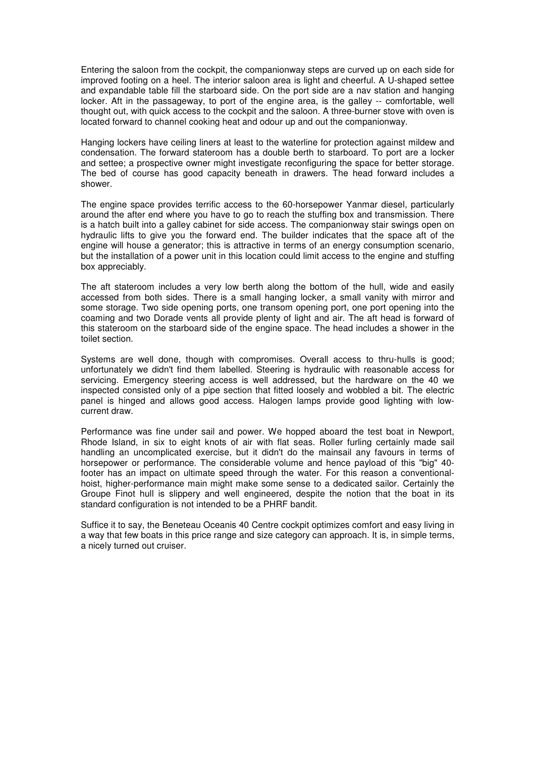Entering the saloon from the cockpit, the companionway steps are curved up on each side for improved footing on a heel. The interior saloon area is light and cheerful. A U-shaped settee and expandable table fill the starboard side. On the port side are a nav station and hanging locker. Aft in the passageway, to port of the engine area, is the galley -- comfortable, well thought out, with quick access to the cockpit and the saloon. A three-burner stove with oven is located forward to channel cooking heat and odour up and out the companionway.

Hanging lockers have ceiling liners at least to the waterline for protection against mildew and condensation. The forward stateroom has a double berth to starboard. To port are a locker and settee; a prospective owner might investigate reconfiguring the space for better storage. The bed of course has good capacity beneath in drawers. The head forward includes a shower.

The engine space provides terrific access to the 60-horsepower Yanmar diesel, particularly around the after end where you have to go to reach the stuffing box and transmission. There is a hatch built into a galley cabinet for side access. The companionway stair swings open on hydraulic lifts to give you the forward end. The builder indicates that the space aft of the engine will house a generator; this is attractive in terms of an energy consumption scenario, but the installation of a power unit in this location could limit access to the engine and stuffing box appreciably.

The aft stateroom includes a very low berth along the bottom of the hull, wide and easily accessed from both sides. There is a small hanging locker, a small vanity with mirror and some storage. Two side opening ports, one transom opening port, one port opening into the coaming and two Dorade vents all provide plenty of light and air. The aft head is forward of this stateroom on the starboard side of the engine space. The head includes a shower in the toilet section.

Systems are well done, though with compromises. Overall access to thru-hulls is good; unfortunately we didn't find them labelled. Steering is hydraulic with reasonable access for servicing. Emergency steering access is well addressed, but the hardware on the 40 we inspected consisted only of a pipe section that fitted loosely and wobbled a bit. The electric panel is hinged and allows good access. Halogen lamps provide good lighting with low-current draw.

Performance was fine under sail and power. We hopped aboard the test boat in Newport, Rhode Island, in six to eight knots of air with flat seas. Roller furling certainly made sail handling an uncomplicated exercise, but it didn't do the mainsail any favours in terms of horsepower or performance. The considerable volume and hence payload of this "big" 40-footer has an impact on ultimate speed through the water. For this reason a conventional-hoist, higher-performance main might make some sense to a dedicated sailor. Certainly the Groupe Finot hull is slippery and well engineered, despite the notion that the boat in its standard configuration is not intended to be a PHRF bandit.

Suffice it to say, the Beneteau Oceanis 40 Centre cockpit optimizes comfort and easy living in a way that few boats in this price range and size category can approach. It is, in simple terms, a nicely turned out cruiser.